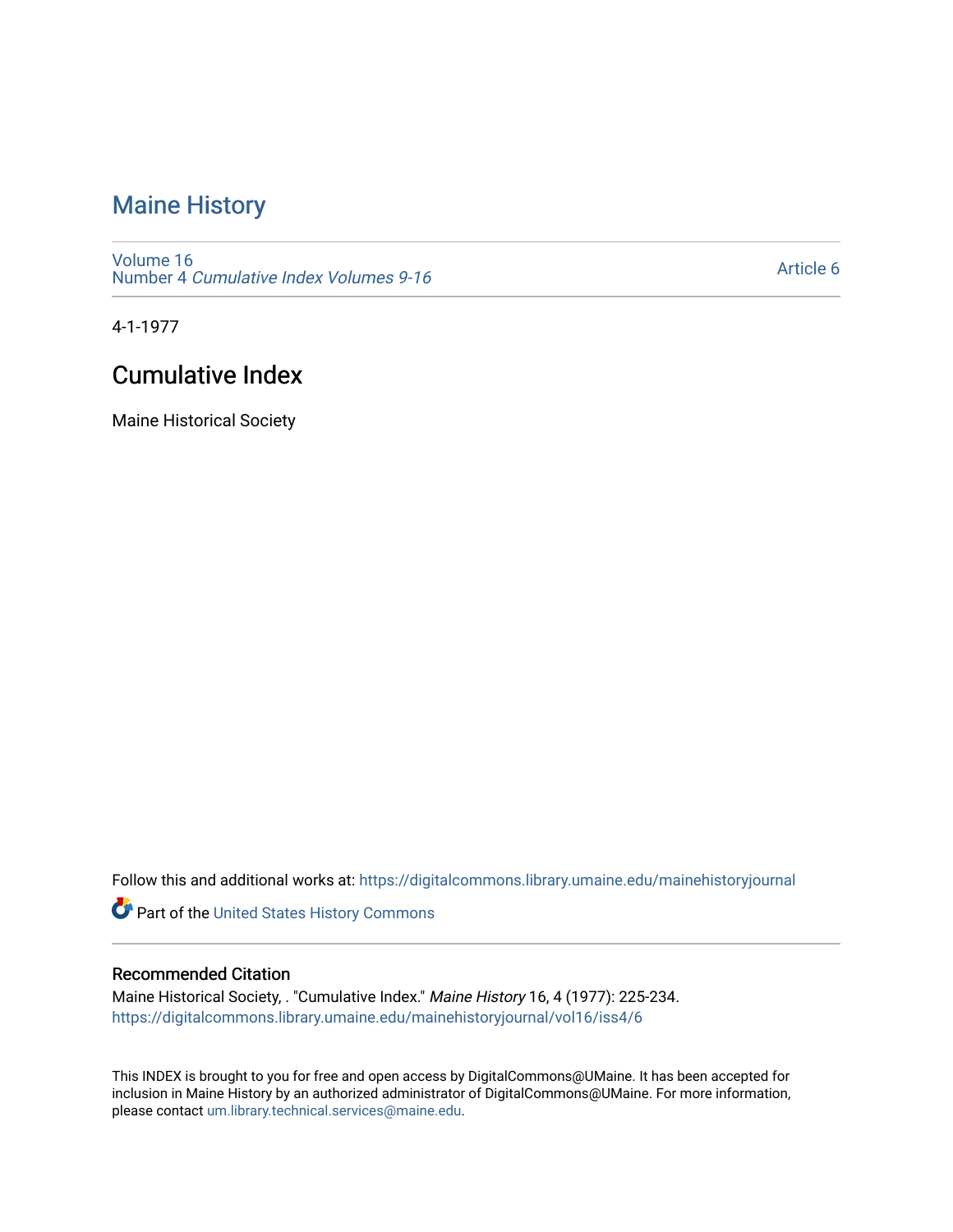# Maine History

Volume 16
Number 4 *Cumulative Index Volumes 9-16*

Article 6

4-1-1977

## Cumulative Index

Maine Historical Society

Follow this and additional works at: https://digitalcommons.library.umaine.edu/mainehistoryjournal

Part of the United States History Commons

### Recommended Citation

Maine Historical Society, . "Cumulative Index." *Maine History* 16, 4 (1977): 225-234.
https://digitalcommons.library.umaine.edu/mainehistoryjournal/vol16/iss4/6

This INDEX is brought to you for free and open access by DigitalCommons@UMaine. It has been accepted for inclusion in Maine History by an authorized administrator of DigitalCommons@UMaine. For more information, please contact um.library.technical.services@maine.edu.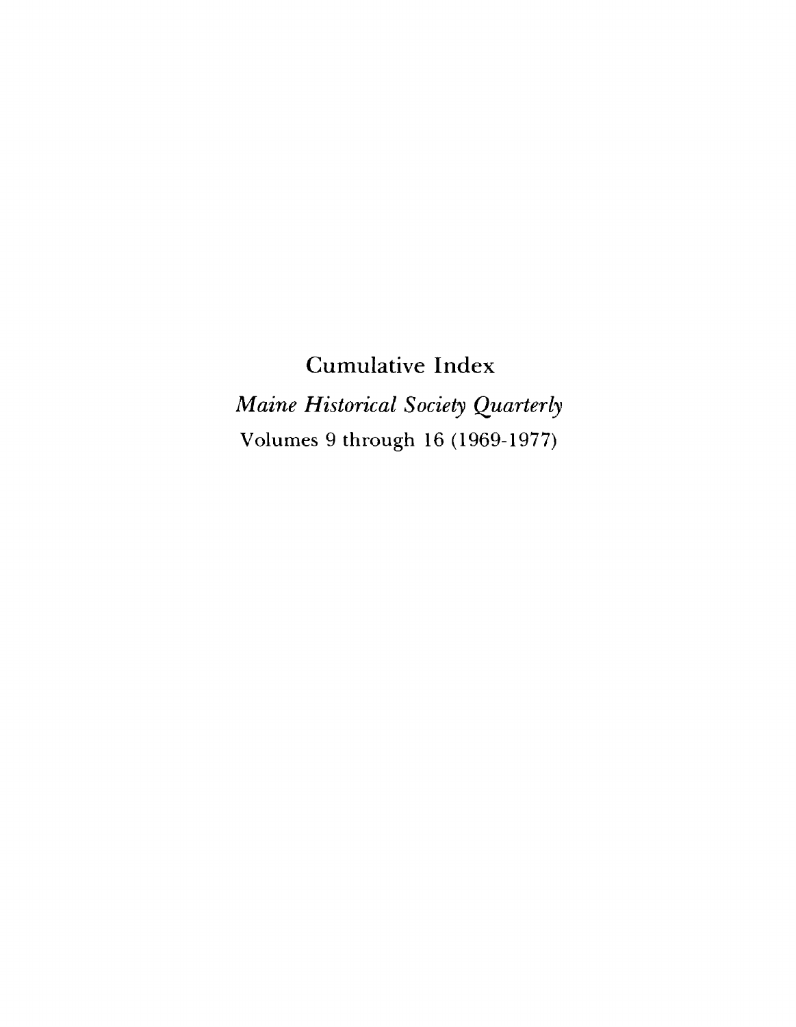# Cumulative Index

## *Maine Historical Society Quarterly*

Volumes 9 through 16 (1969-1977)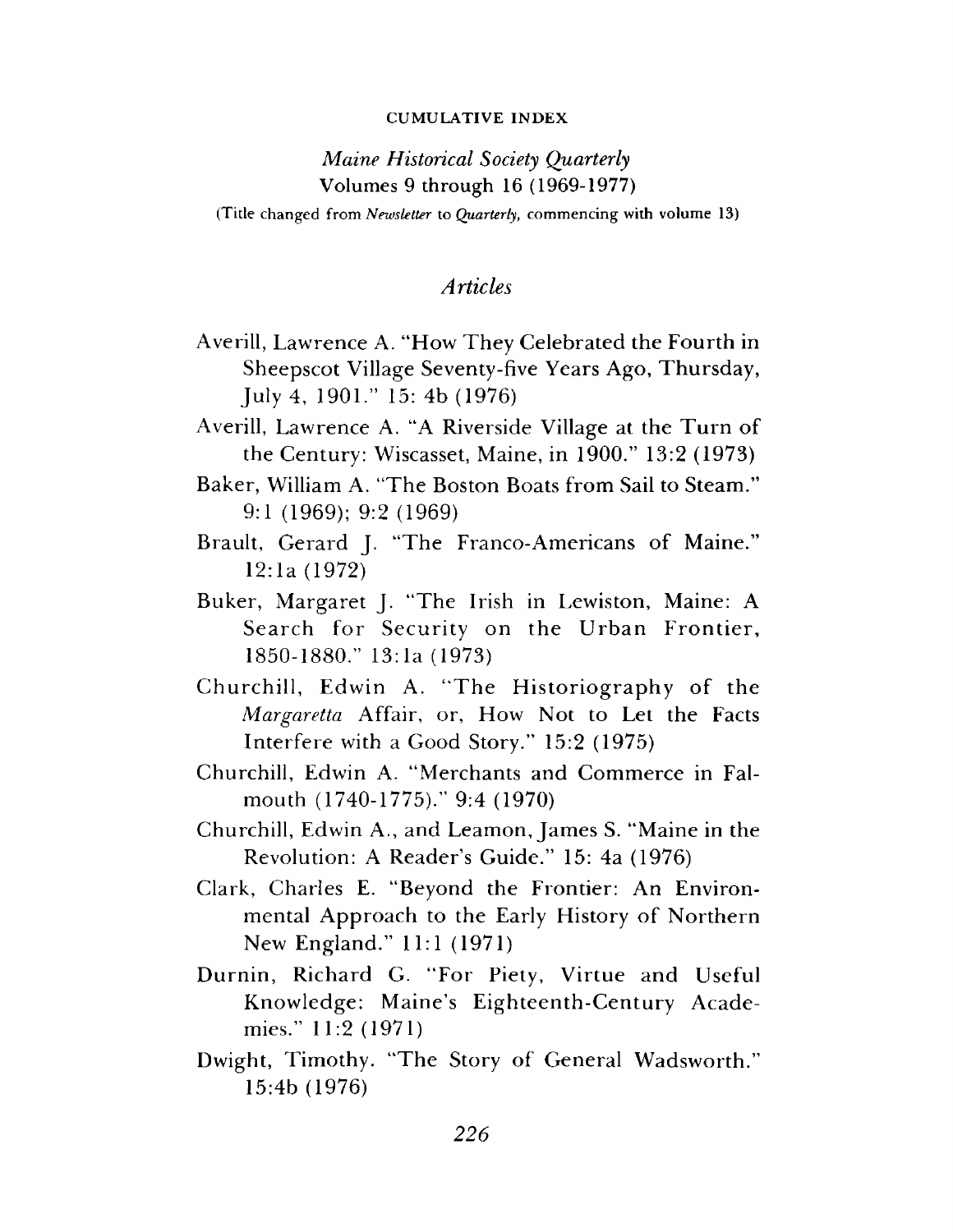CUMULATIVE INDEX

*Maine Historical Society Quarterly*
Volumes 9 through 16 (1969-1977)

(Title changed from *Newsletter* to *Quarterly*, commencing with volume 13)

## *Articles*

Averill, Lawrence A. "How They Celebrated the Fourth in Sheepscot Village Seventy-five Years Ago, Thursday, July 4, 1901." 15: 4b (1976)

Averill, Lawrence A. "A Riverside Village at the Turn of the Century: Wiscasset, Maine, in 1900." 13:2 (1973)

Baker, William A. "The Boston Boats from Sail to Steam." 9:1 (1969); 9:2 (1969)

Brault, Gerard J. "The Franco-Americans of Maine." 12:1a (1972)

Buker, Margaret J. "The Irish in Lewiston, Maine: A Search for Security on the Urban Frontier, 1850-1880." 13:1a (1973)

Churchill, Edwin A. "The Historiography of the *Margaretta* Affair, or, How Not to Let the Facts Interfere with a Good Story." 15:2 (1975)

Churchill, Edwin A. "Merchants and Commerce in Falmouth (1740-1775)." 9:4 (1970)

Churchill, Edwin A., and Leamon, James S. "Maine in the Revolution: A Reader's Guide." 15: 4a (1976)

Clark, Charles E. "Beyond the Frontier: An Environmental Approach to the Early History of Northern New England." 11:1 (1971)

Durnin, Richard G. "For Piety, Virtue and Useful Knowledge: Maine's Eighteenth-Century Academies." 11:2 (1971)

Dwight, Timothy. "The Story of General Wadsworth." 15:4b (1976)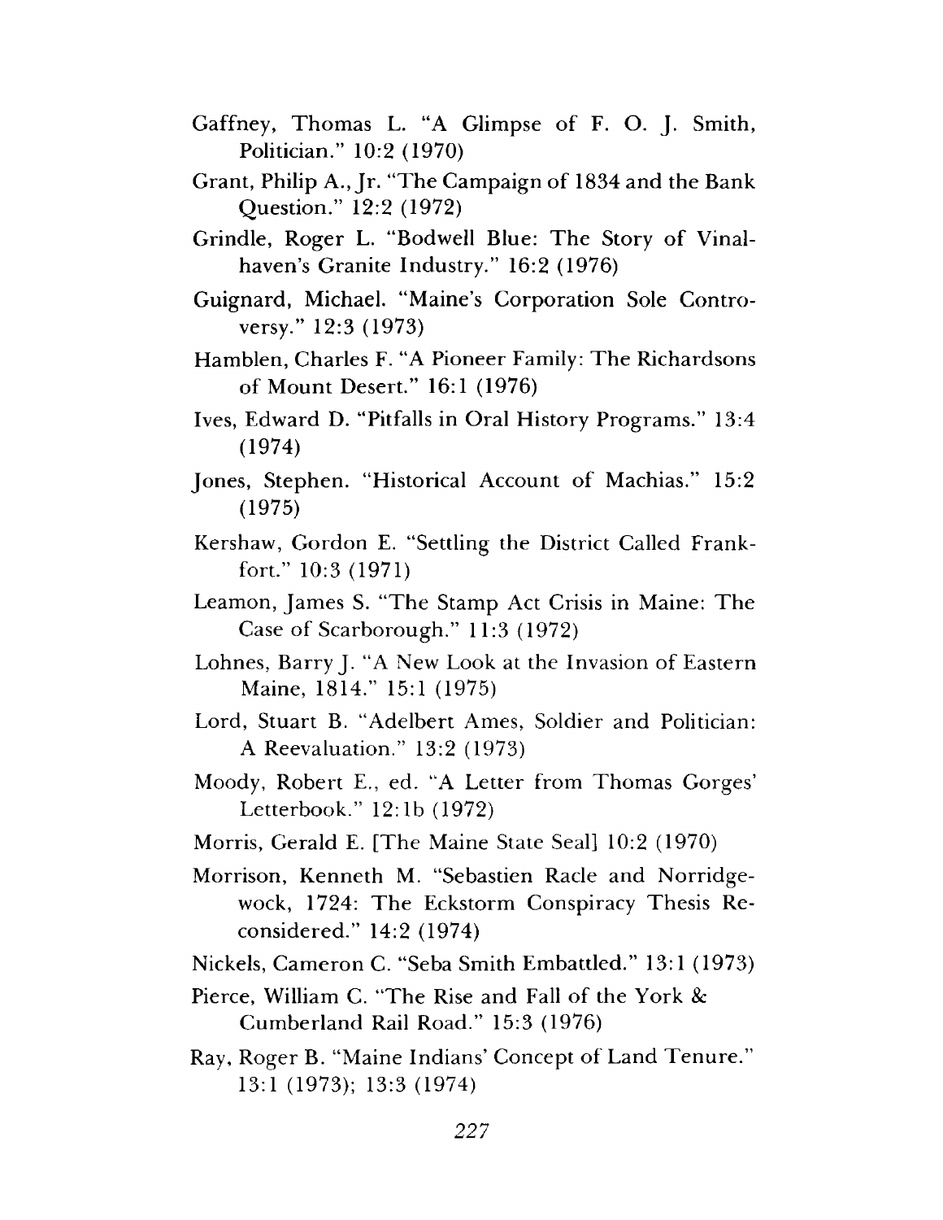Gaffney, Thomas L. "A Glimpse of F. O. J. Smith, Politician." 10:2 (1970)

Grant, Philip A., Jr. "The Campaign of 1834 and the Bank Question." 12:2 (1972)

Grindle, Roger L. "Bodwell Blue: The Story of Vinalhaven's Granite Industry." 16:2 (1976)

Guignard, Michael. "Maine's Corporation Sole Controversy." 12:3 (1973)

Hamblen, Charles F. "A Pioneer Family: The Richardsons of Mount Desert." 16:1 (1976)

Ives, Edward D. "Pitfalls in Oral History Programs." 13:4 (1974)

Jones, Stephen. "Historical Account of Machias." 15:2 (1975)

Kershaw, Gordon E. "Settling the District Called Frankfort." 10:3 (1971)

Leamon, James S. "The Stamp Act Crisis in Maine: The Case of Scarborough." 11:3 (1972)

Lohnes, Barry J. "A New Look at the Invasion of Eastern Maine, 1814." 15:1 (1975)

Lord, Stuart B. "Adelbert Ames, Soldier and Politician: A Reevaluation." 13:2 (1973)

Moody, Robert E., ed. "A Letter from Thomas Gorges' Letterbook." 12:1b (1972)

Morris, Gerald E. [The Maine State Seal] 10:2 (1970)

Morrison, Kenneth M. "Sebastien Racle and Norridgewock, 1724: The Eckstorm Conspiracy Thesis Reconsidered." 14:2 (1974)

Nickels, Cameron C. "Seba Smith Embattled." 13:1 (1973)

Pierce, William C. "The Rise and Fall of the York & Cumberland Rail Road." 15:3 (1976)

Ray, Roger B. "Maine Indians' Concept of Land Tenure." 13:1 (1973); 13:3 (1974)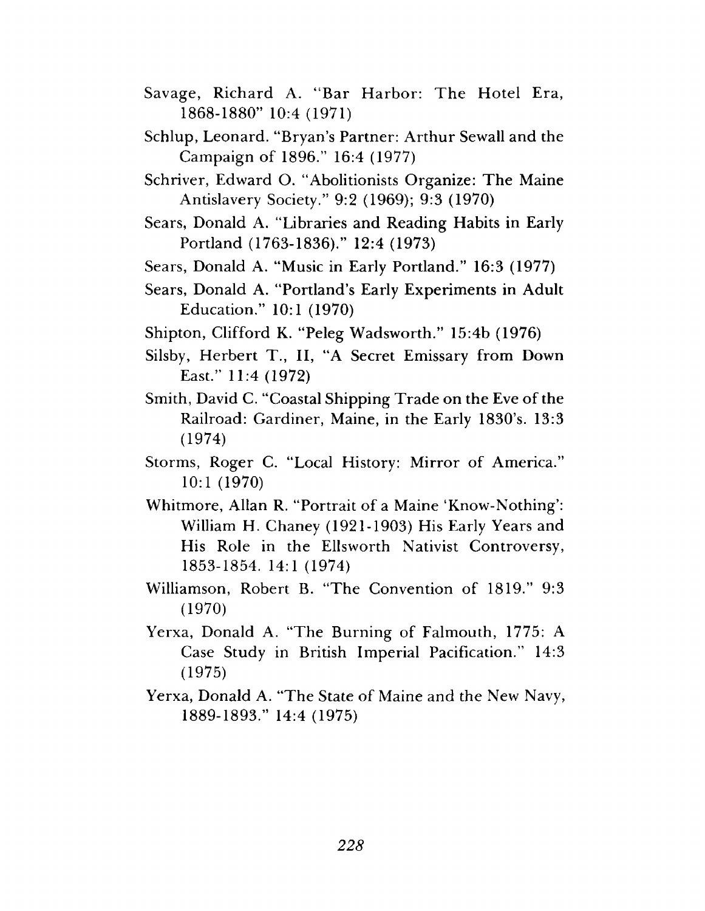Savage, Richard A. "Bar Harbor: The Hotel Era, 1868-1880" 10:4 (1971)

Schlup, Leonard. "Bryan's Partner: Arthur Sewall and the Campaign of 1896." 16:4 (1977)

Schriver, Edward O. "Abolitionists Organize: The Maine Antislavery Society." 9:2 (1969); 9:3 (1970)

Sears, Donald A. "Libraries and Reading Habits in Early Portland (1763-1836)." 12:4 (1973)

Sears, Donald A. "Music in Early Portland." 16:3 (1977)

Sears, Donald A. "Portland's Early Experiments in Adult Education." 10:1 (1970)

Shipton, Clifford K. "Peleg Wadsworth." 15:4b (1976)

Silsby, Herbert T., II, "A Secret Emissary from Down East." 11:4 (1972)

Smith, David C. "Coastal Shipping Trade on the Eve of the Railroad: Gardiner, Maine, in the Early 1830's. 13:3 (1974)

Storms, Roger C. "Local History: Mirror of America." 10:1 (1970)

Whitmore, Allan R. "Portrait of a Maine 'Know-Nothing': William H. Chaney (1921-1903) His Early Years and His Role in the Ellsworth Nativist Controversy, 1853-1854. 14:1 (1974)

Williamson, Robert B. "The Convention of 1819." 9:3 (1970)

Yerxa, Donald A. "The Burning of Falmouth, 1775: A Case Study in British Imperial Pacification." 14:3 (1975)

Yerxa, Donald A. "The State of Maine and the New Navy, 1889-1893." 14:4 (1975)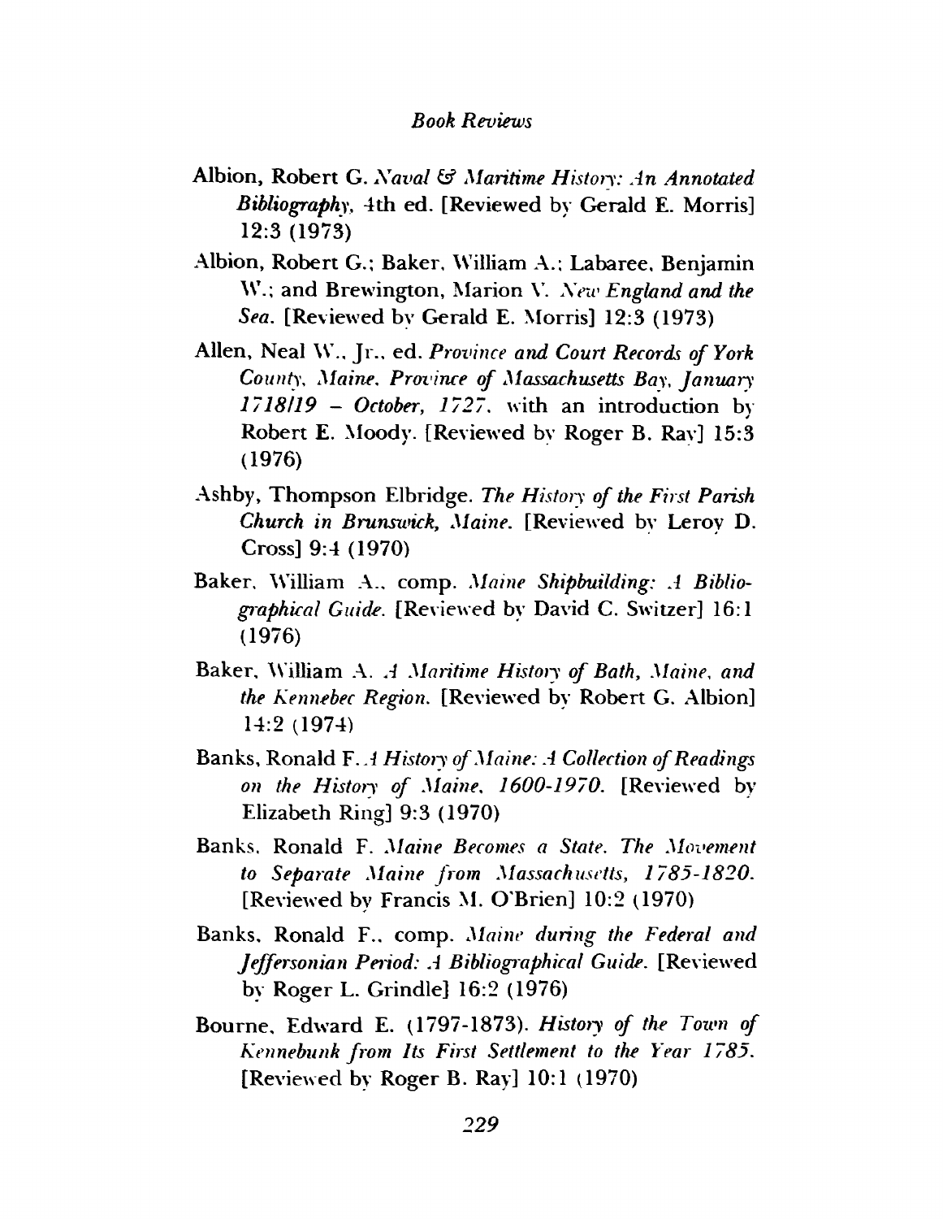Albion, Robert G. *Naval & Maritime History: An Annotated Bibliography*, 4th ed. [Reviewed by Gerald E. Morris] 12:3 (1973)

Albion, Robert G.; Baker, William A.; Labaree, Benjamin W.; and Brewington, Marion V. *New England and the Sea*. [Reviewed by Gerald E. Morris] 12:3 (1973)

Allen, Neal W., Jr., ed. *Province and Court Records of York County, Maine, Province of Massachusetts Bay, January 1718/19 – October, 1727*, with an introduction by Robert E. Moody. [Reviewed by Roger B. Ray] 15:3 (1976)

Ashby, Thompson Elbridge. *The History of the First Parish Church in Brunswick, Maine*. [Reviewed by Leroy D. Cross] 9:4 (1970)

Baker, William A., comp. *Maine Shipbuilding: A Bibliographical Guide*. [Reviewed by David C. Switzer] 16:1 (1976)

Baker, William A. *A Maritime History of Bath, Maine, and the Kennebec Region*. [Reviewed by Robert G. Albion] 14:2 (1974)

Banks, Ronald F. *A History of Maine: A Collection of Readings on the History of Maine, 1600-1970*. [Reviewed by Elizabeth Ring] 9:3 (1970)

Banks, Ronald F. *Maine Becomes a State. The Movement to Separate Maine from Massachusetts, 1785-1820*. [Reviewed by Francis M. O'Brien] 10:2 (1970)

Banks, Ronald F., comp. *Maine during the Federal and Jeffersonian Period: A Bibliographical Guide*. [Reviewed by Roger L. Grindle] 16:2 (1976)

Bourne, Edward E. (1797-1873). *History of the Town of Kennebunk from Its First Settlement to the Year 1785*. [Reviewed by Roger B. Ray] 10:1 (1970)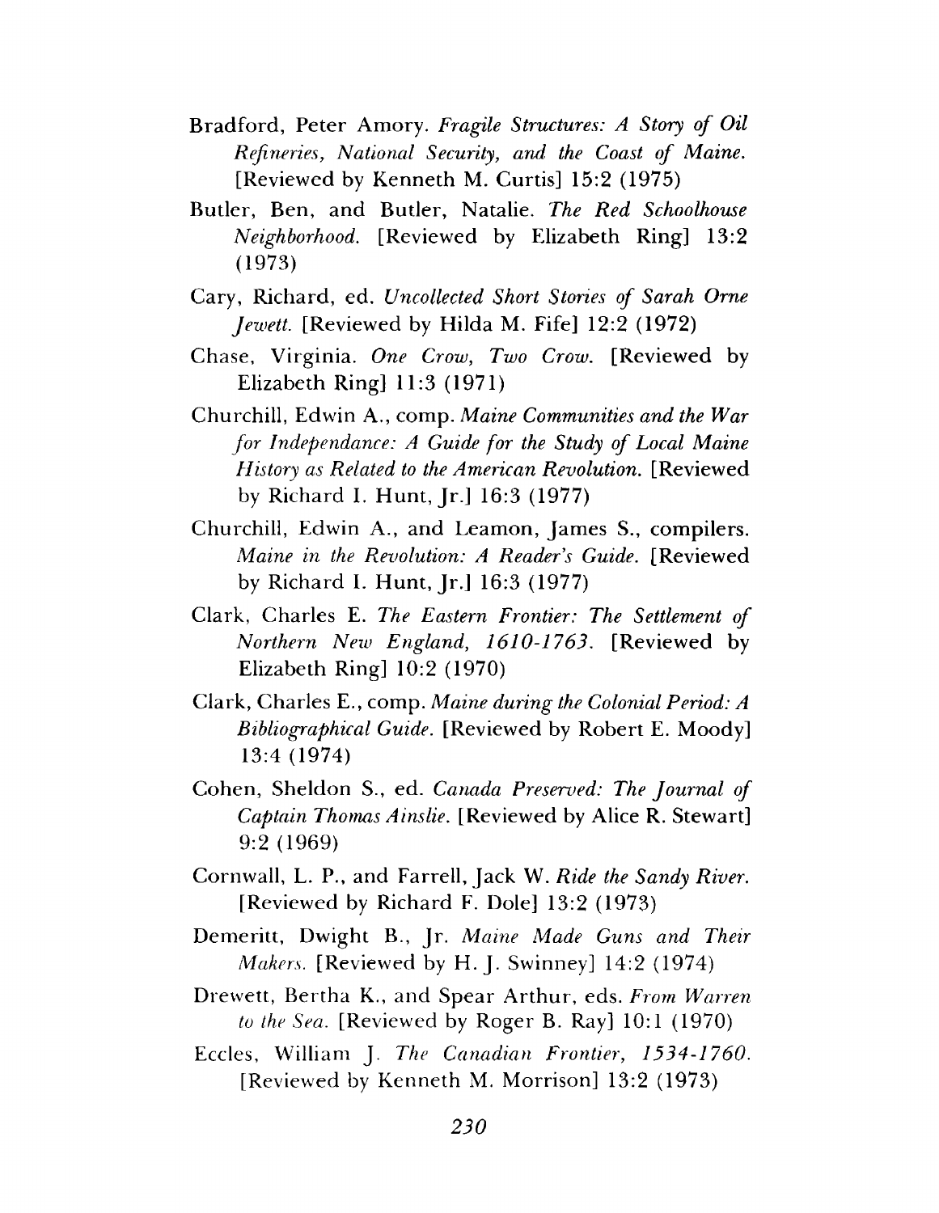Bradford, Peter Amory. *Fragile Structures: A Story of Oil Refineries, National Security, and the Coast of Maine.* [Reviewed by Kenneth M. Curtis] 15:2 (1975)

Butler, Ben, and Butler, Natalie. *The Red Schoolhouse Neighborhood.* [Reviewed by Elizabeth Ring] 13:2 (1973)

Cary, Richard, ed. *Uncollected Short Stories of Sarah Orne Jewett.* [Reviewed by Hilda M. Fife] 12:2 (1972)

Chase, Virginia. *One Crow, Two Crow.* [Reviewed by Elizabeth Ring] 11:3 (1971)

Churchill, Edwin A., comp. *Maine Communities and the War for Independance: A Guide for the Study of Local Maine History as Related to the American Revolution.* [Reviewed by Richard I. Hunt, Jr.] 16:3 (1977)

Churchill, Edwin A., and Leamon, James S., compilers. *Maine in the Revolution: A Reader's Guide.* [Reviewed by Richard I. Hunt, Jr.] 16:3 (1977)

Clark, Charles E. *The Eastern Frontier: The Settlement of Northern New England, 1610-1763.* [Reviewed by Elizabeth Ring] 10:2 (1970)

Clark, Charles E., comp. *Maine during the Colonial Period: A Bibliographical Guide.* [Reviewed by Robert E. Moody] 13:4 (1974)

Cohen, Sheldon S., ed. *Canada Preserved: The Journal of Captain Thomas Ainslie.* [Reviewed by Alice R. Stewart] 9:2 (1969)

Cornwall, L. P., and Farrell, Jack W. *Ride the Sandy River.* [Reviewed by Richard F. Dole] 13:2 (1973)

Demeritt, Dwight B., Jr. *Maine Made Guns and Their Makers.* [Reviewed by H. J. Swinney] 14:2 (1974)

Drewett, Bertha K., and Spear Arthur, eds. *From Warren to the Sea.* [Reviewed by Roger B. Ray] 10:1 (1970)

Eccles, William J. *The Canadian Frontier, 1534-1760.* [Reviewed by Kenneth M. Morrison] 13:2 (1973)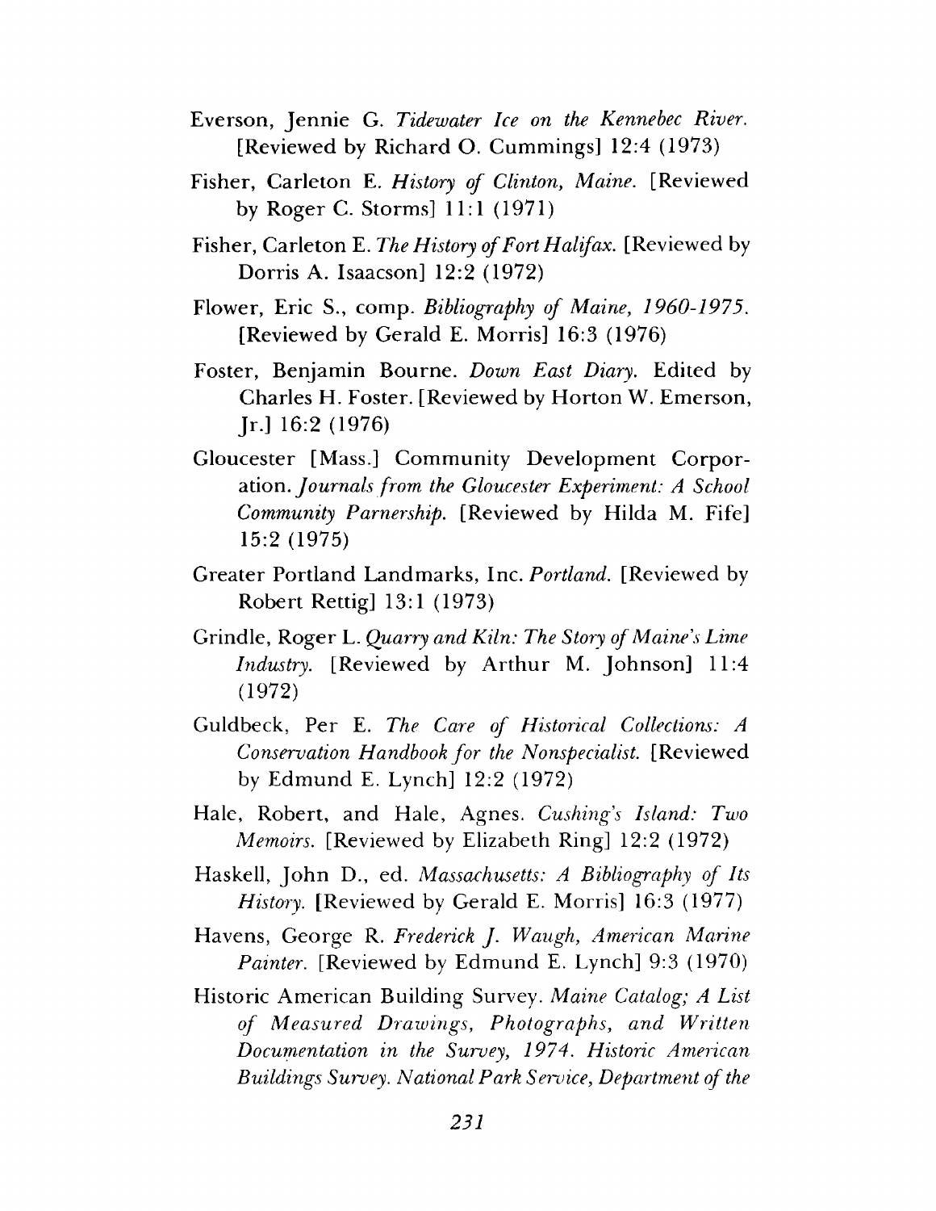Everson, Jennie G. *Tidewater Ice on the Kennebec River.* [Reviewed by Richard O. Cummings] 12:4 (1973)

Fisher, Carleton E. *History of Clinton, Maine.* [Reviewed by Roger C. Storms] 11:1 (1971)

Fisher, Carleton E. *The History of Fort Halifax.* [Reviewed by Dorris A. Isaacson] 12:2 (1972)

Flower, Eric S., comp. *Bibliography of Maine, 1960-1975.* [Reviewed by Gerald E. Morris] 16:3 (1976)

Foster, Benjamin Bourne. *Down East Diary.* Edited by Charles H. Foster. [Reviewed by Horton W. Emerson, Jr.] 16:2 (1976)

Gloucester [Mass.] Community Development Corporation. *Journals from the Gloucester Experiment: A School Community Parnership.* [Reviewed by Hilda M. Fife] 15:2 (1975)

Greater Portland Landmarks, Inc. *Portland.* [Reviewed by Robert Rettig] 13:1 (1973)

Grindle, Roger L. *Quarry and Kiln: The Story of Maine's Lime Industry.* [Reviewed by Arthur M. Johnson] 11:4 (1972)

Guldbeck, Per E. *The Care of Historical Collections: A Conservation Handbook for the Nonspecialist.* [Reviewed by Edmund E. Lynch] 12:2 (1972)

Hale, Robert, and Hale, Agnes. *Cushing's Island: Two Memoirs.* [Reviewed by Elizabeth Ring] 12:2 (1972)

Haskell, John D., ed. *Massachusetts: A Bibliography of Its History.* [Reviewed by Gerald E. Morris] 16:3 (1977)

Havens, George R. *Frederick J. Waugh, American Marine Painter.* [Reviewed by Edmund E. Lynch] 9:3 (1970)

Historic American Building Survey. *Maine Catalog; A List of Measured Drawings, Photographs, and Written Documentation in the Survey, 1974. Historic American Buildings Survey. National Park Service, Department of the*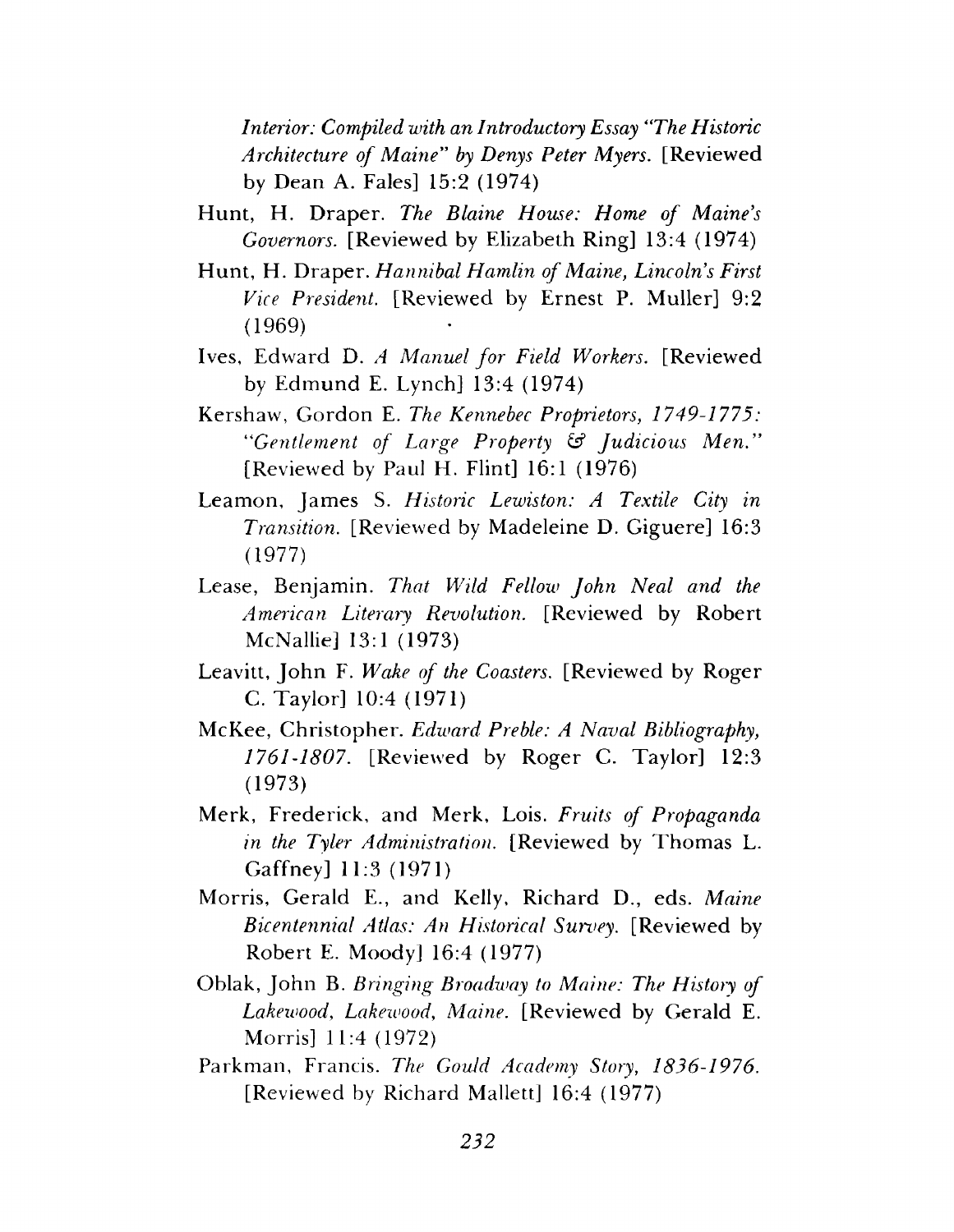*Interior: Compiled with an Introductory Essay "The Historic Architecture of Maine" by Denys Peter Myers.* [Reviewed by Dean A. Fales] 15:2 (1974)

Hunt, H. Draper. *The Blaine House: Home of Maine's Governors.* [Reviewed by Elizabeth Ring] 13:4 (1974)

Hunt, H. Draper. *Hannibal Hamlin of Maine, Lincoln's First Vice President.* [Reviewed by Ernest P. Muller] 9:2 (1969)

Ives, Edward D. *A Manuel for Field Workers.* [Reviewed by Edmund E. Lynch] 13:4 (1974)

Kershaw, Gordon E. *The Kennebec Proprietors, 1749-1775: "Gentlement of Large Property & Judicious Men."* [Reviewed by Paul H. Flint] 16:1 (1976)

Leamon, James S. *Historic Lewiston: A Textile City in Transition.* [Reviewed by Madeleine D. Giguere] 16:3 (1977)

Lease, Benjamin. *That Wild Fellow John Neal and the American Literary Revolution.* [Reviewed by Robert McNallie] 13:1 (1973)

Leavitt, John F. *Wake of the Coasters.* [Reviewed by Roger C. Taylor] 10:4 (1971)

McKee, Christopher. *Edward Preble: A Naval Bibliography, 1761-1807.* [Reviewed by Roger C. Taylor] 12:3 (1973)

Merk, Frederick, and Merk, Lois. *Fruits of Propaganda in the Tyler Administration.* [Reviewed by Thomas L. Gaffney] 11:3 (1971)

Morris, Gerald E., and Kelly, Richard D., eds. *Maine Bicentennial Atlas: An Historical Survey.* [Reviewed by Robert E. Moody] 16:4 (1977)

Oblak, John B. *Bringing Broadway to Maine: The History of Lakewood, Lakewood, Maine.* [Reviewed by Gerald E. Morris] 11:4 (1972)

Parkman, Francis. *The Gould Academy Story, 1836-1976.* [Reviewed by Richard Mallett] 16:4 (1977)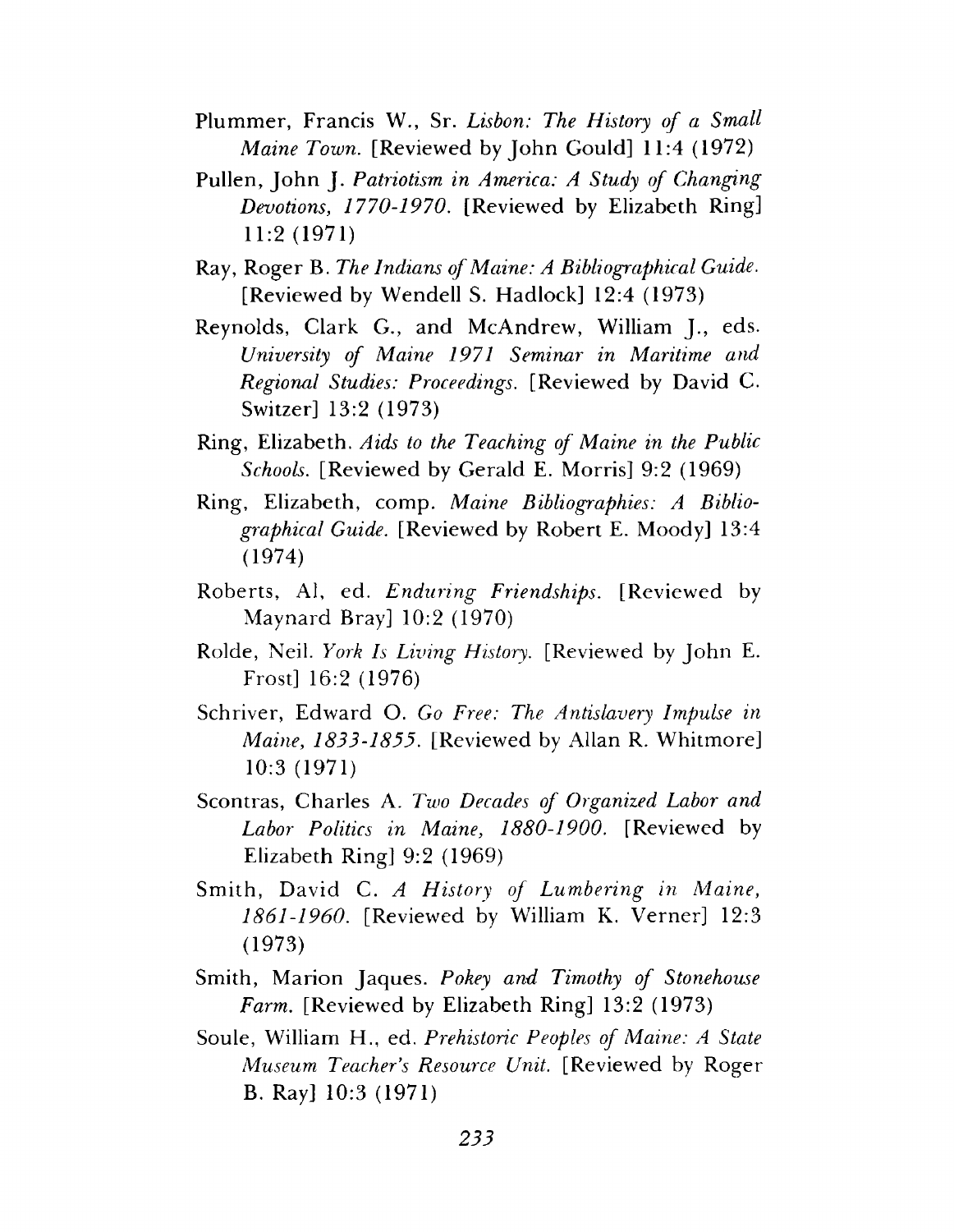Plummer, Francis W., Sr. *Lisbon: The History of a Small Maine Town.* [Reviewed by John Gould] 11:4 (1972)

Pullen, John J. *Patriotism in America: A Study of Changing Devotions, 1770-1970.* [Reviewed by Elizabeth Ring] 11:2 (1971)

Ray, Roger B. *The Indians of Maine: A Bibliographical Guide.* [Reviewed by Wendell S. Hadlock] 12:4 (1973)

Reynolds, Clark G., and McAndrew, William J., eds. *University of Maine 1971 Seminar in Maritime and Regional Studies: Proceedings.* [Reviewed by David C. Switzer] 13:2 (1973)

Ring, Elizabeth. *Aids to the Teaching of Maine in the Public Schools.* [Reviewed by Gerald E. Morris] 9:2 (1969)

Ring, Elizabeth, comp. *Maine Bibliographies: A Bibliographical Guide.* [Reviewed by Robert E. Moody] 13:4 (1974)

Roberts, Al, ed. *Enduring Friendships.* [Reviewed by Maynard Bray] 10:2 (1970)

Rolde, Neil. *York Is Living History.* [Reviewed by John E. Frost] 16:2 (1976)

Schriver, Edward O. *Go Free: The Antislavery Impulse in Maine, 1833-1855.* [Reviewed by Allan R. Whitmore] 10:3 (1971)

Scontras, Charles A. *Two Decades of Organized Labor and Labor Politics in Maine, 1880-1900.* [Reviewed by Elizabeth Ring] 9:2 (1969)

Smith, David C. *A History of Lumbering in Maine, 1861-1960.* [Reviewed by William K. Verner] 12:3 (1973)

Smith, Marion Jaques. *Pokey and Timothy of Stonehouse Farm.* [Reviewed by Elizabeth Ring] 13:2 (1973)

Soule, William H., ed. *Prehistoric Peoples of Maine: A State Museum Teacher's Resource Unit.* [Reviewed by Roger B. Ray] 10:3 (1971)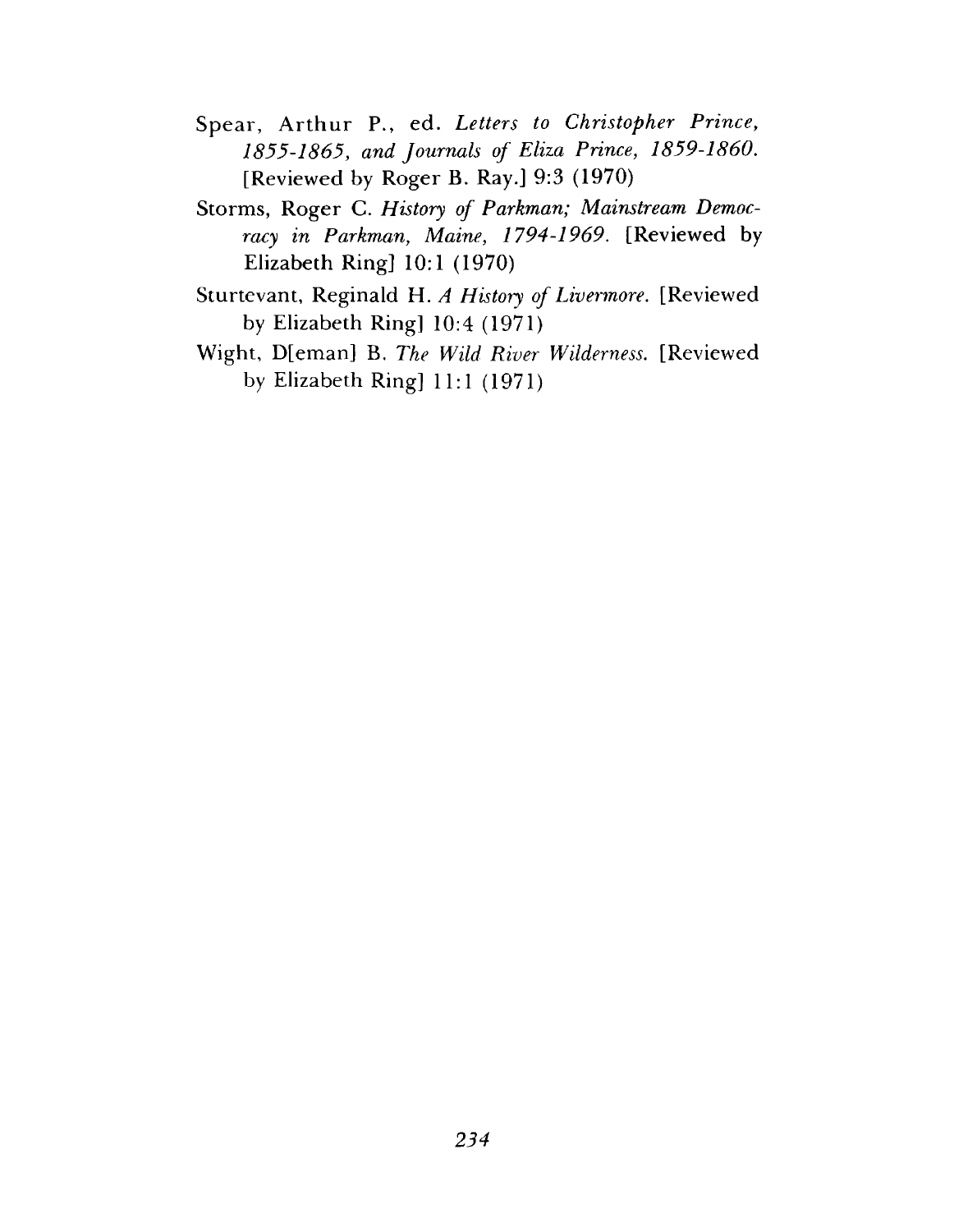Spear, Arthur P., ed. *Letters to Christopher Prince, 1855-1865, and Journals of Eliza Prince, 1859-1860.* [Reviewed by Roger B. Ray.] 9:3 (1970)

Storms, Roger C. *History of Parkman; Mainstream Democracy in Parkman, Maine, 1794-1969.* [Reviewed by Elizabeth Ring] 10:1 (1970)

Sturtevant, Reginald H. *A History of Livermore.* [Reviewed by Elizabeth Ring] 10:4 (1971)

Wight, D[eman] B. *The Wild River Wilderness.* [Reviewed by Elizabeth Ring] 11:1 (1971)